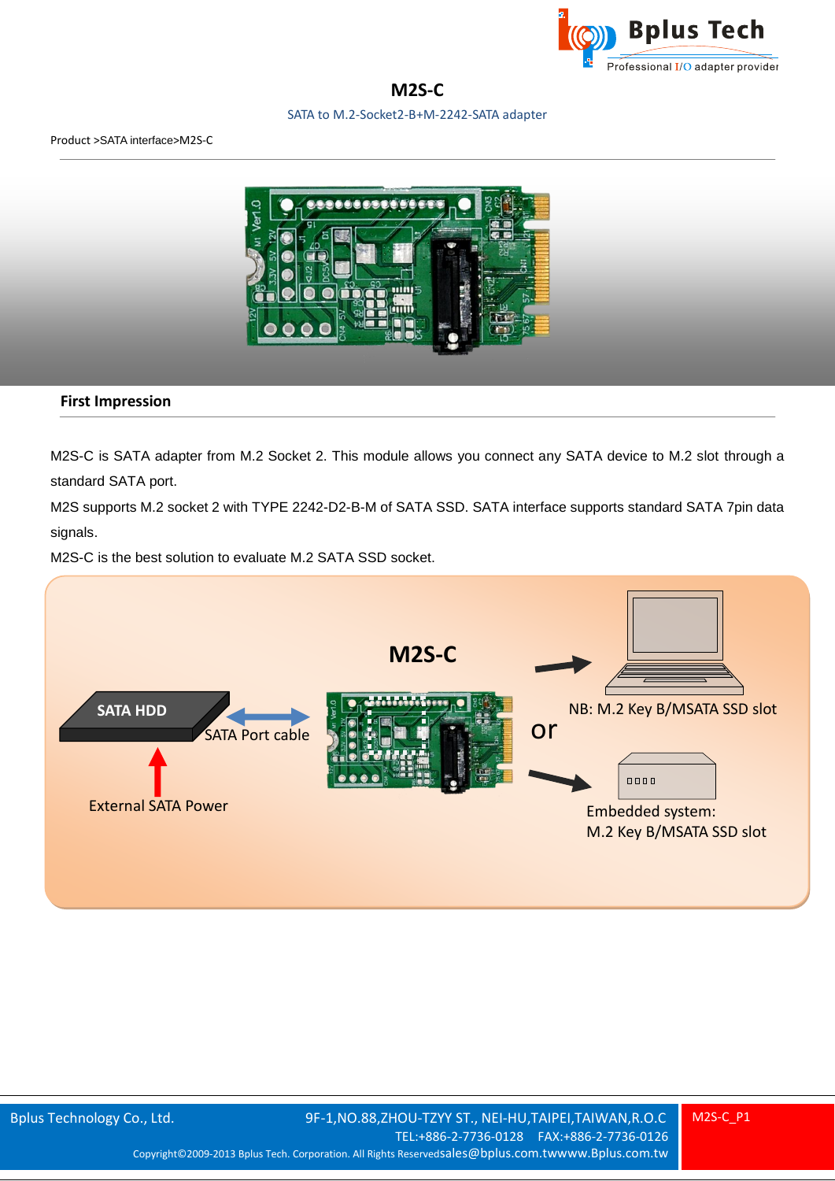# M2S-C

SATA to M.2-Socket2-B+M-2242-SATA adapter

Product >SATA interface>M2S-C

## First Impression

M2S-C is SATA adapter from M.2 Socket 2. This module allows you connect any SATA device to M.2 slot through a standard SATA port.

M2S supports M.2 socket 2 with TYPE 2242-D2-B-M of SATA SSD. SATA interface supports standard SATA 7pin data signals.

M2S-C is the best solution to evaluate M.2 SATA SSD socket.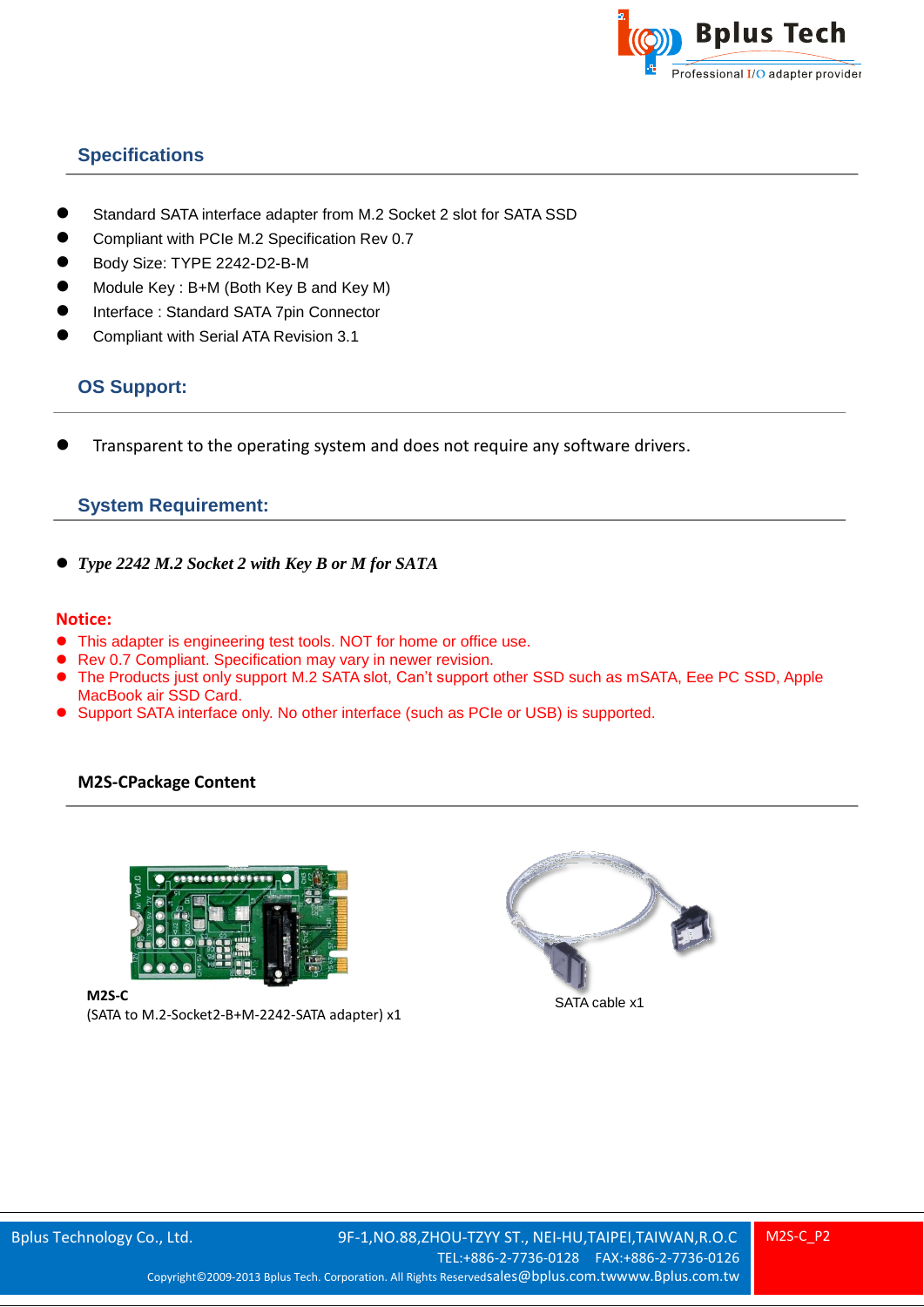## Specifications

- Standard SATA interface adapter from M.2 Socket 2 slot for SATA SSD
- Compliant with PCIe M.2 Specification Rev 0.7
- Body Size: TYPE 2242-D2-B-M
- Module Key : B+M (Both Key B and Key M)
- Interface : Standard SATA 7pin Connector
- Compliant with Serial ATA Revision 3.1

## OS Support:

- Transparent to the operating system and does not require any software drivers.

## System Requirement:

- ***Type 2242 M.2 Socket 2 with Key B or M for SATA***

**Notice:**

- This adapter is engineering test tools. NOT for home or office use.
- Rev 0.7 Compliant. Specification may vary in newer revision.
- The Products just only support M.2 SATA slot, Can't support other SSD such as mSATA, Eee PC SSD, Apple MacBook air SSD Card.
- Support SATA interface only. No other interface (such as PCIe or USB) is supported.

## M2S-CPackage Content

**M2S-C**
(SATA to M.2-Socket2-B+M-2242-SATA adapter) x1

SATA cable x1